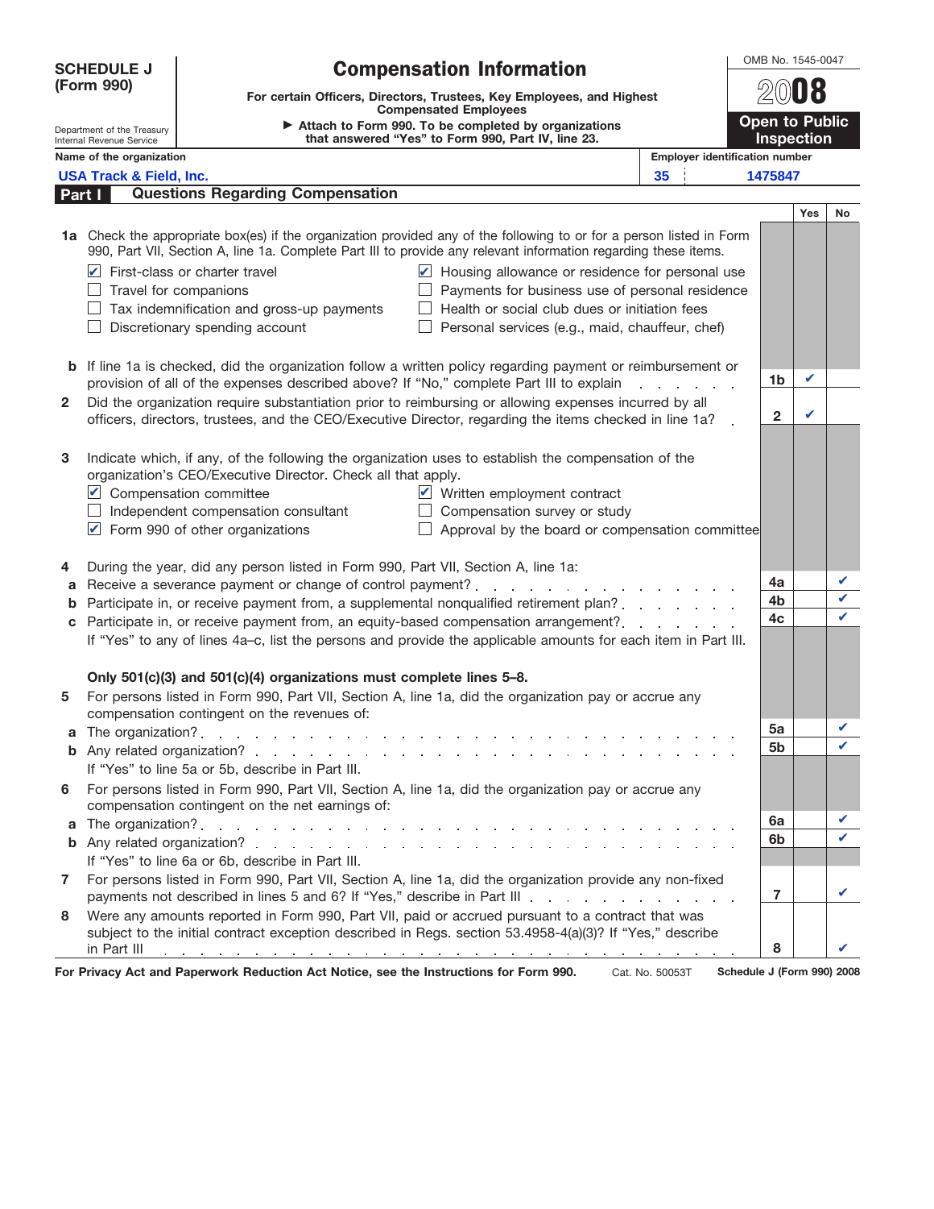# SCHEDULE J (Form 990)

## Compensation Information

**For certain Officers, Directors, Trustees, Key Employees, and Highest Compensated Employees**

▶ Attach to Form 990. To be completed by organizations that answered "Yes" to Form 990, Part IV, line 23.

Department of the Treasury
Internal Revenue Service

OMB No. 1545-0047

**2008**

**Open to Public Inspection**

Name of the organization: **USA Track & Field, Inc.**

Employer identification number: **35 1475847**

## Part I Questions Regarding Compensation

**1a** Check the appropriate box(es) if the organization provided any of the following to or for a person listed in Form 990, Part VII, Section A, line 1a. Complete Part III to provide any relevant information regarding these items.

- [x] First-class or charter travel
- [ ] Travel for companions
- [ ] Tax indemnification and gross-up payments
- [ ] Discretionary spending account
- [x] Housing allowance or residence for personal use
- [ ] Payments for business use of personal residence
- [ ] Health or social club dues or initiation fees
- [ ] Personal services (e.g., maid, chauffeur, chef)

| | | Line | Yes | No |
|---|---|---|---|---|
| **b** | If line 1a is checked, did the organization follow a written policy regarding payment or reimbursement or provision of all of the expenses described above? If "No," complete Part III to explain | 1b | ✔ | |
| **2** | Did the organization require substantiation prior to reimbursing or allowing expenses incurred by all officers, directors, trustees, and the CEO/Executive Director, regarding the items checked in line 1a? | 2 | ✔ | |

**3** Indicate which, if any, of the following the organization uses to establish the compensation of the organization's CEO/Executive Director. Check all that apply.

- [x] Compensation committee
- [ ] Independent compensation consultant
- [x] Form 990 of other organizations
- [x] Written employment contract
- [ ] Compensation survey or study
- [ ] Approval by the board or compensation committee

**4** During the year, did any person listed in Form 990, Part VII, Section A, line 1a:

| | | Line | Yes | No |
|---|---|---|---|---|
| **a** | Receive a severance payment or change of control payment? | 4a | | ✔ |
| **b** | Participate in, or receive payment from, a supplemental nonqualified retirement plan? | 4b | | ✔ |
| **c** | Participate in, or receive payment from, an equity-based compensation arrangement? | 4c | | ✔ |

If "Yes" to any of lines 4a–c, list the persons and provide the applicable amounts for each item in Part III.

**Only 501(c)(3) and 501(c)(4) organizations must complete lines 5–8.**

**5** For persons listed in Form 990, Part VII, Section A, line 1a, did the organization pay or accrue any compensation contingent on the revenues of:

| | | Line | Yes | No |
|---|---|---|---|---|
| **a** | The organization? | 5a | | ✔ |
| **b** | Any related organization? | 5b | | ✔ |

If "Yes" to line 5a or 5b, describe in Part III.

**6** For persons listed in Form 990, Part VII, Section A, line 1a, did the organization pay or accrue any compensation contingent on the net earnings of:

| | | Line | Yes | No |
|---|---|---|---|---|
| **a** | The organization? | 6a | | ✔ |
| **b** | Any related organization? | 6b | | ✔ |

If "Yes" to line 6a or 6b, describe in Part III.

| | | Line | Yes | No |
|---|---|---|---|---|
| **7** | For persons listed in Form 990, Part VII, Section A, line 1a, did the organization provide any non-fixed payments not described in lines 5 and 6? If "Yes," describe in Part III | 7 | | ✔ |
| **8** | Were any amounts reported in Form 990, Part VII, paid or accrued pursuant to a contract that was subject to the initial contract exception described in Regs. section 53.4958-4(a)(3)? If "Yes," describe in Part III | 8 | | ✔ |

**For Privacy Act and Paperwork Reduction Act Notice, see the Instructions for Form 990.** Cat. No. 50053T **Schedule J (Form 990) 2008**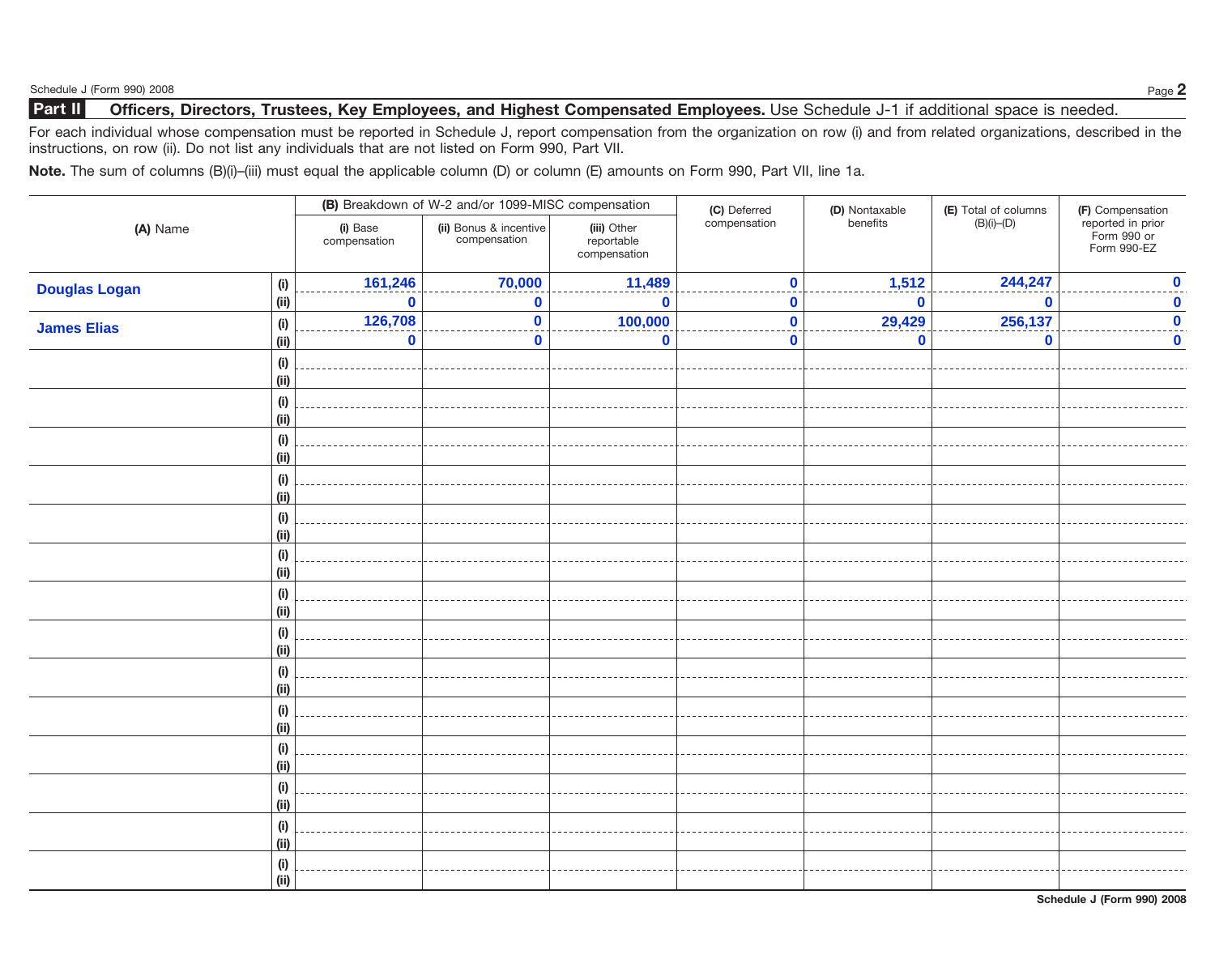## Part II Officers, Directors, Trustees, Key Employees, and Highest Compensated Employees. Use Schedule J-1 if additional space is needed.

For each individual whose compensation must be reported in Schedule J, report compensation from the organization on row (i) and from related organizations, described in the instructions, on row (ii). Do not list any individuals that are not listed on Form 990, Part VII.

**Note.** The sum of columns (B)(i)–(iii) must equal the applicable column (D) or column (E) amounts on Form 990, Part VII, line 1a.

| (A) Name | | (B) Breakdown of W-2 and/or 1099-MISC compensation | | | (C) Deferred compensation | (D) Nontaxable benefits | (E) Total of columns (B)(i)–(D) | (F) Compensation reported in prior Form 990 or Form 990-EZ |
|---|---|---|---|---|---|---|---|---|
| | | (i) Base compensation | (ii) Bonus & incentive compensation | (iii) Other reportable compensation | | | | |
| Douglas Logan | (i) | 161,246 | 70,000 | 11,489 | 0 | 1,512 | 244,247 | 0 |
| | (ii) | 0 | 0 | 0 | 0 | 0 | 0 | 0 |
| James Elias | (i) | 126,708 | 0 | 100,000 | 0 | 29,429 | 256,137 | 0 |
| | (ii) | 0 | 0 | 0 | 0 | 0 | 0 | 0 |
| | (i) | | | | | | | |
| | (ii) | | | | | | | |
| | (i) | | | | | | | |
| | (ii) | | | | | | | |
| | (i) | | | | | | | |
| | (ii) | | | | | | | |
| | (i) | | | | | | | |
| | (ii) | | | | | | | |
| | (i) | | | | | | | |
| | (ii) | | | | | | | |
| | (i) | | | | | | | |
| | (ii) | | | | | | | |
| | (i) | | | | | | | |
| | (ii) | | | | | | | |
| | (i) | | | | | | | |
| | (ii) | | | | | | | |
| | (i) | | | | | | | |
| | (ii) | | | | | | | |
| | (i) | | | | | | | |
| | (ii) | | | | | | | |
| | (i) | | | | | | | |
| | (ii) | | | | | | | |
| | (i) | | | | | | | |
| | (ii) | | | | | | | |
| | (i) | | | | | | | |
| | (ii) | | | | | | | |
| | (i) | | | | | | | |
| | (ii) | | | | | | | |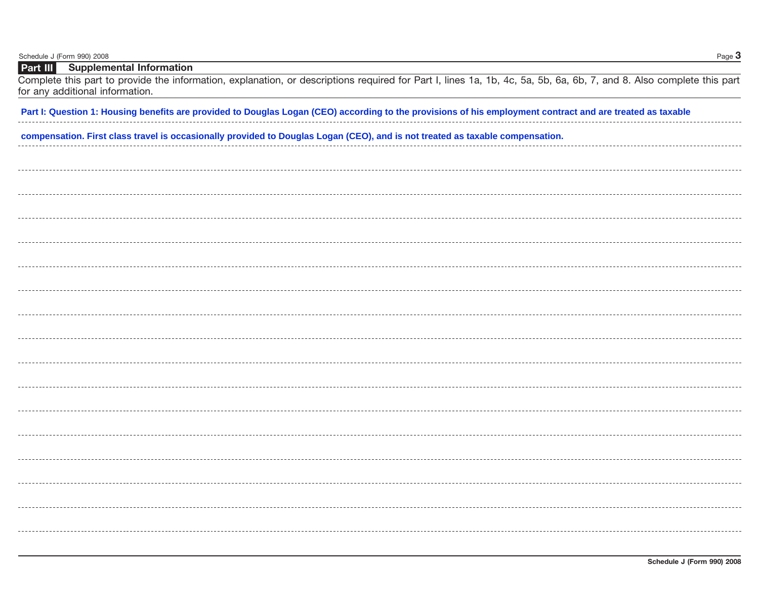## Part III Supplemental Information

Complete this part to provide the information, explanation, or descriptions required for Part I, lines 1a, 1b, 4c, 5a, 5b, 6a, 6b, 7, and 8. Also complete this part for any additional information.

Part I: Question 1: Housing benefits are provided to Douglas Logan (CEO) according to the provisions of his employment contract and are treated as taxable compensation. First class travel is occasionally provided to Douglas Logan (CEO), and is not treated as taxable compensation.